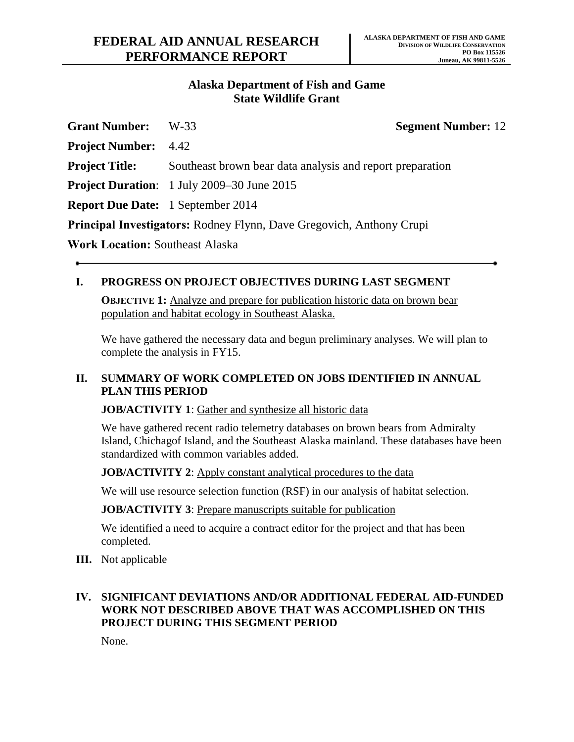# FEDERAL AID ANNUAL RESEARCH PERFORMANCE REPORT

**ALASKA DEPARTMENT OF FISH AND GAME**
**DIVISION OF WILDLIFE CONSERVATION**
**PO Box 115526**
**Juneau, AK 99811-5526**

## Alaska Department of Fish and Game
## State Wildlife Grant

**Grant Number:** W-33 **Segment Number:** 12

**Project Number:** 4.42

**Project Title:** Southeast brown bear data analysis and report preparation

**Project Duration**: 1 July 2009–30 June 2015

**Report Due Date:** 1 September 2014

**Principal Investigators:** Rodney Flynn, Dave Gregovich, Anthony Crupi

**Work Location:** Southeast Alaska

---

### I. PROGRESS ON PROJECT OBJECTIVES DURING LAST SEGMENT

**OBJECTIVE 1:** Analyze and prepare for publication historic data on brown bear population and habitat ecology in Southeast Alaska.

We have gathered the necessary data and begun preliminary analyses. We will plan to complete the analysis in FY15.

### II. SUMMARY OF WORK COMPLETED ON JOBS IDENTIFIED IN ANNUAL PLAN THIS PERIOD

**JOB/ACTIVITY 1**: Gather and synthesize all historic data

We have gathered recent radio telemetry databases on brown bears from Admiralty Island, Chichagof Island, and the Southeast Alaska mainland. These databases have been standardized with common variables added.

**JOB/ACTIVITY 2**: Apply constant analytical procedures to the data

We will use resource selection function (RSF) in our analysis of habitat selection.

**JOB/ACTIVITY 3**: Prepare manuscripts suitable for publication

We identified a need to acquire a contract editor for the project and that has been completed.

**III.** Not applicable

### IV. SIGNIFICANT DEVIATIONS AND/OR ADDITIONAL FEDERAL AID-FUNDED WORK NOT DESCRIBED ABOVE THAT WAS ACCOMPLISHED ON THIS PROJECT DURING THIS SEGMENT PERIOD

None.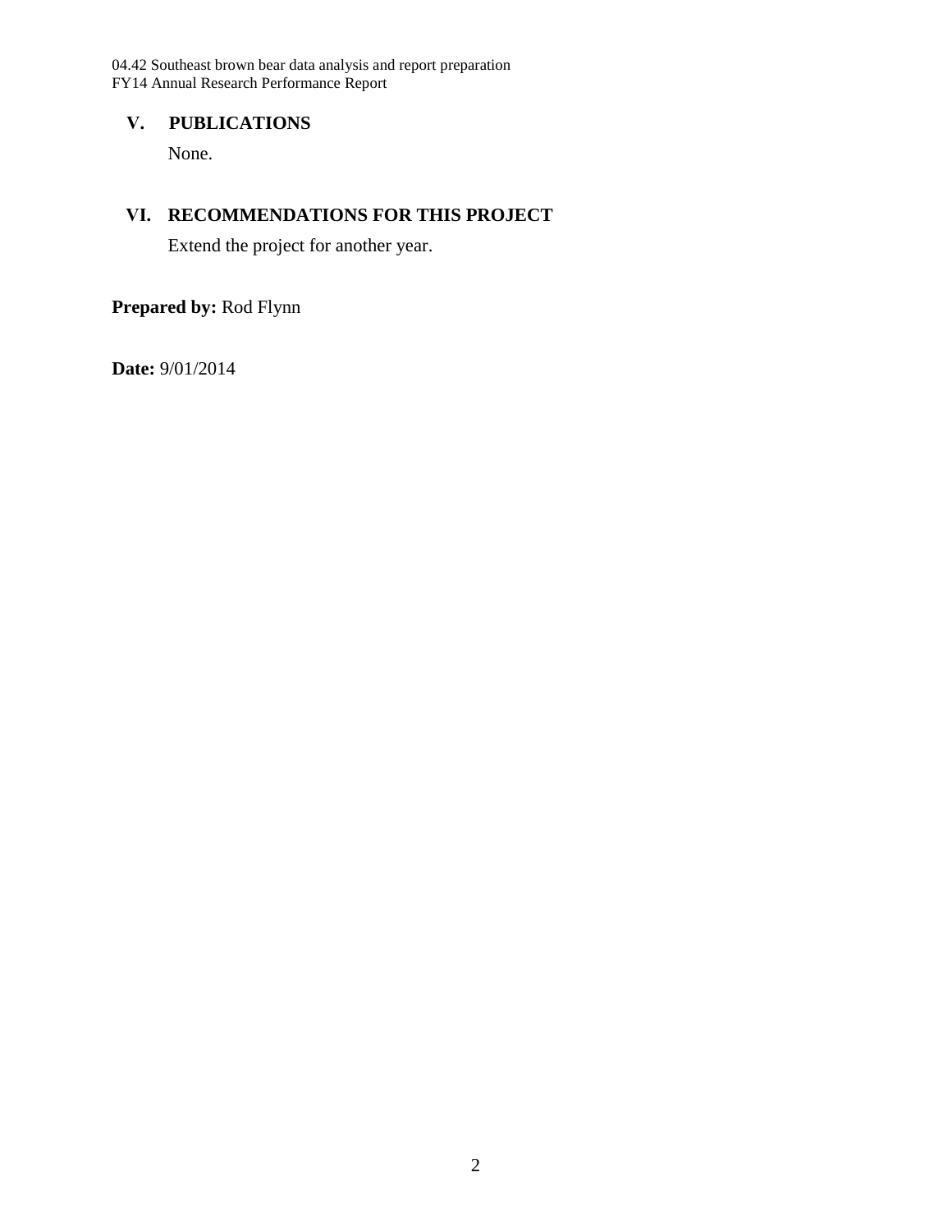## V. PUBLICATIONS

None.

## VI. RECOMMENDATIONS FOR THIS PROJECT

Extend the project for another year.

**Prepared by:** Rod Flynn

**Date:** 9/01/2014